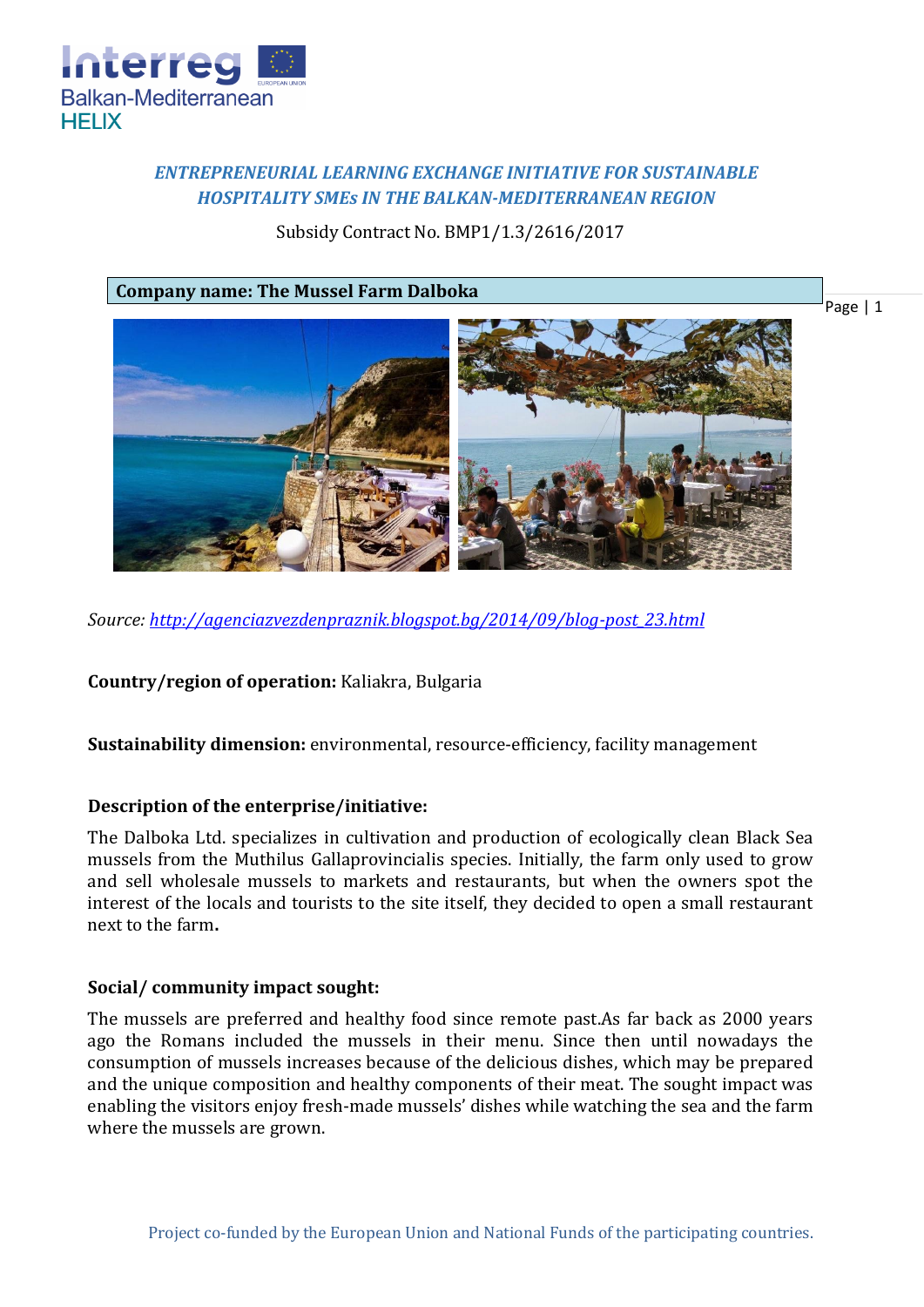*ENTREPRENEURIAL LEARNING EXCHANGE INITIATIVE FOR SUSTAINABLE HOSPITALITY SMEs IN THE BALKAN-MEDITERRANEAN REGION*

Subsidy Contract No. BMP1/1.3/2616/2017

**Company name: The Mussel Farm Dalboka**

*Source: http://agenciazvezdenpraznik.blogspot.bg/2014/09/blog-post_23.html*

**Country/region of operation:** Kaliakra, Bulgaria

**Sustainability dimension:** environmental, resource-efficiency, facility management

**Description of the enterprise/initiative:**

The Dalboka Ltd. specializes in cultivation and production of ecologically clean Black Sea mussels from the Muthilus Gallaprovincialis species. Initially, the farm only used to grow and sell wholesale mussels to markets and restaurants, but when the owners spot the interest of the locals and tourists to the site itself, they decided to open a small restaurant next to the farm.

**Social/ community impact sought:**

The mussels are preferred and healthy food since remote past.As far back as 2000 years ago the Romans included the mussels in their menu. Since then until nowadays the consumption of mussels increases because of the delicious dishes, which may be prepared and the unique composition and healthy components of their meat. The sought impact was enabling the visitors enjoy fresh-made mussels' dishes while watching the sea and the farm where the mussels are grown.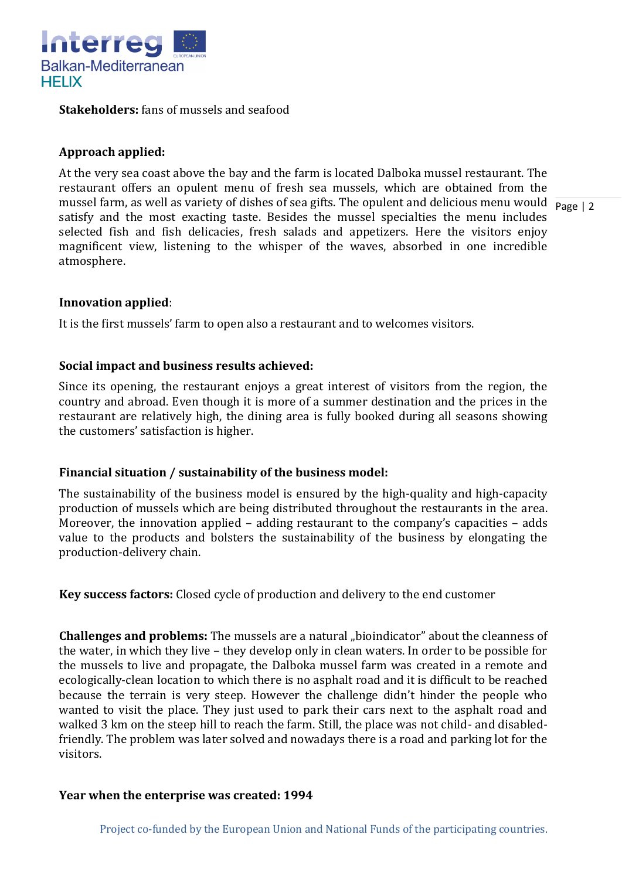**Stakeholders:** fans of mussels and seafood

**Approach applied:**

At the very sea coast above the bay and the farm is located Dalboka mussel restaurant. The restaurant offers an opulent menu of fresh sea mussels, which are obtained from the mussel farm, as well as variety of dishes of sea gifts. The opulent and delicious menu would satisfy and the most exacting taste. Besides the mussel specialties the menu includes selected fish and fish delicacies, fresh salads and appetizers. Here the visitors enjoy magnificent view, listening to the whisper of the waves, absorbed in one incredible atmosphere.

**Innovation applied**:

It is the first mussels' farm to open also a restaurant and to welcomes visitors.

**Social impact and business results achieved:**

Since its opening, the restaurant enjoys a great interest of visitors from the region, the country and abroad. Even though it is more of a summer destination and the prices in the restaurant are relatively high, the dining area is fully booked during all seasons showing the customers' satisfaction is higher.

**Financial situation / sustainability of the business model:**

The sustainability of the business model is ensured by the high-quality and high-capacity production of mussels which are being distributed throughout the restaurants in the area. Moreover, the innovation applied – adding restaurant to the company's capacities – adds value to the products and bolsters the sustainability of the business by elongating the production-delivery chain.

**Key success factors:** Closed cycle of production and delivery to the end customer

**Challenges and problems:** The mussels are a natural „bioindicator" about the cleanness of the water, in which they live – they develop only in clean waters. In order to be possible for the mussels to live and propagate, the Dalboka mussel farm was created in a remote and ecologically-clean location to which there is no asphalt road and it is difficult to be reached because the terrain is very steep. However the challenge didn't hinder the people who wanted to visit the place. They just used to park their cars next to the asphalt road and walked 3 km on the steep hill to reach the farm. Still, the place was not child- and disabled-friendly. The problem was later solved and nowadays there is a road and parking lot for the visitors.

**Year when the enterprise was created: 1994**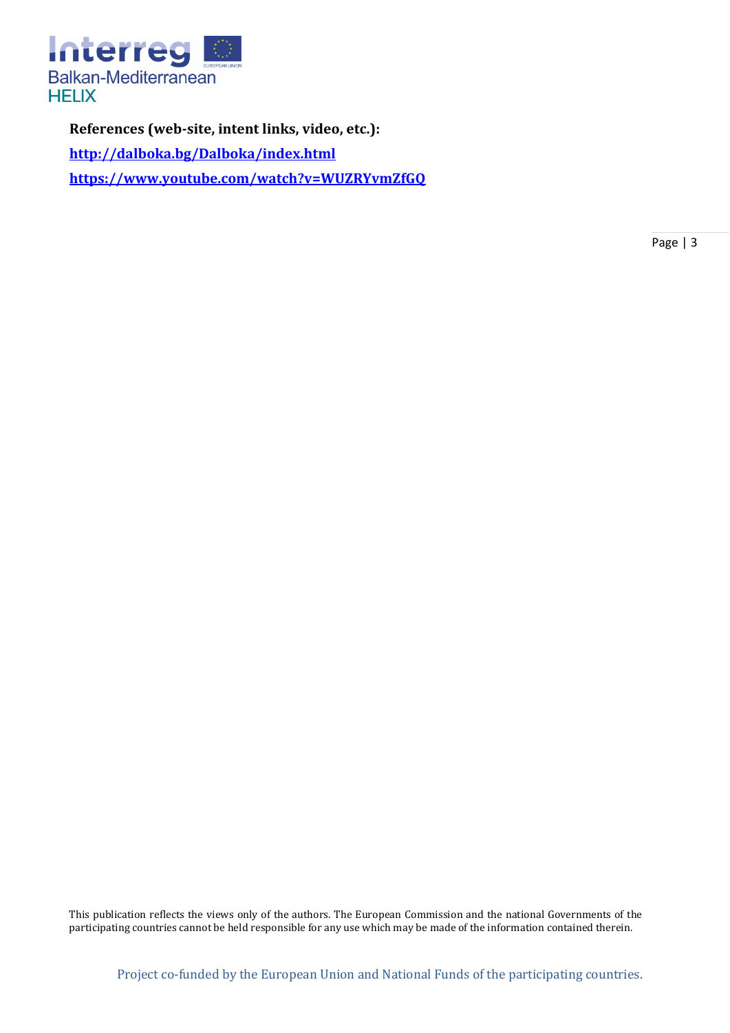**References (web-site, intent links, video, etc.):**

**[http://dalboka.bg/Dalboka/index.html](http://dalboka.bg/Dalboka/index.html)**

**[https://www.youtube.com/watch?v=WUZRYvmZfGQ](https://www.youtube.com/watch?v=WUZRYvmZfGQ)**

This publication reflects the views only of the authors. The European Commission and the national Governments of the participating countries cannot be held responsible for any use which may be made of the information contained therein.

Project co-funded by the European Union and National Funds of the participating countries.